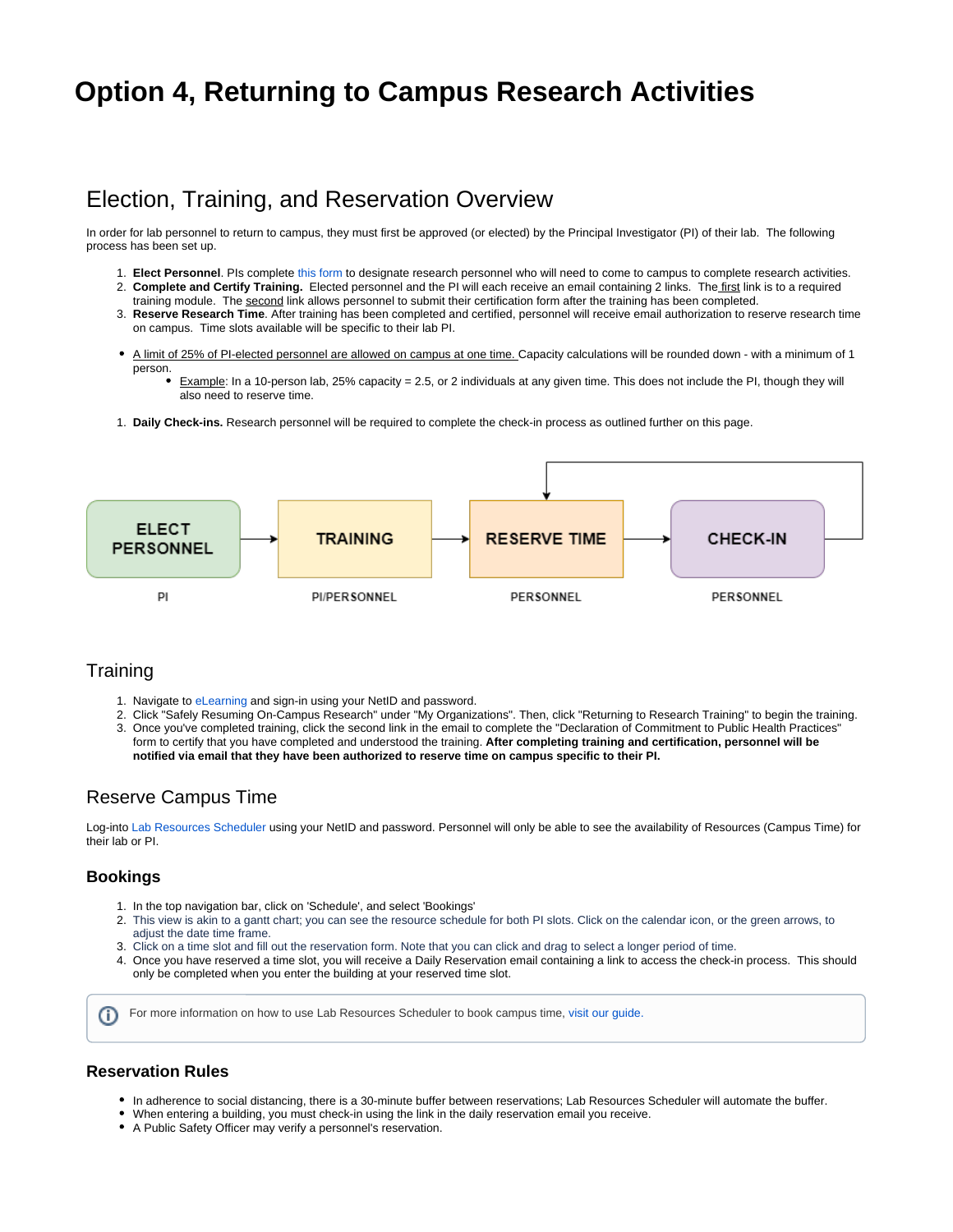# Option 4, Returning to Campus Research Activities

## Election, Training, and Reservation Overview

In order for lab personnel to return to campus, they must first be approved (or elected) by the Principal Investigator (PI) of their lab. The following process has been set up.

1. **Elect Personnel**. PIs complete this form to designate research personnel who will need to come to campus to complete research activities.
2. **Complete and Certify Training.** Elected personnel and the PI will each receive an email containing 2 links. The first link is to a required training module. The second link allows personnel to submit their certification form after the training has been completed.
3. **Reserve Research Time**. After training has been completed and certified, personnel will receive email authorization to reserve research time on campus. Time slots available will be specific to their lab PI.

- A limit of 25% of PI-elected personnel are allowed on campus at one time. Capacity calculations will be rounded down - with a minimum of 1 person.
  - Example: In a 10-person lab, 25% capacity = 2.5, or 2 individuals at any given time. This does not include the PI, though they will also need to reserve time.

1. **Daily Check-ins.** Research personnel will be required to complete the check-in process as outlined further on this page.

ELECT PERSONNEL → TRAINING → RESERVE TIME → CHECK-IN

PI | PI/PERSONNEL | PERSONNEL | PERSONNEL

## Training

1. Navigate to eLearning and sign-in using your NetID and password.
2. Click "Safely Resuming On-Campus Research" under "My Organizations". Then, click "Returning to Research Training" to begin the training.
3. Once you've completed training, click the second link in the email to complete the "Declaration of Commitment to Public Health Practices" form to certify that you have completed and understood the training. **After completing training and certification, personnel will be notified via email that they have been authorized to reserve time on campus specific to their PI.**

## Reserve Campus Time

Log-into Lab Resources Scheduler using your NetID and password. Personnel will only be able to see the availability of Resources (Campus Time) for their lab or PI.

### Bookings

1. In the top navigation bar, click on 'Schedule', and select 'Bookings'
2. This view is akin to a gantt chart; you can see the resource schedule for both PI slots. Click on the calendar icon, or the green arrows, to adjust the date time frame.
3. Click on a time slot and fill out the reservation form. Note that you can click and drag to select a longer period of time.
4. Once you have reserved a time slot, you will receive a Daily Reservation email containing a link to access the check-in process. This should only be completed when you enter the building at your reserved time slot.

For more information on how to use Lab Resources Scheduler to book campus time, visit our guide.

### Reservation Rules

- In adherence to social distancing, there is a 30-minute buffer between reservations; Lab Resources Scheduler will automate the buffer.
- When entering a building, you must check-in using the link in the daily reservation email you receive.
- A Public Safety Officer may verify a personnel's reservation.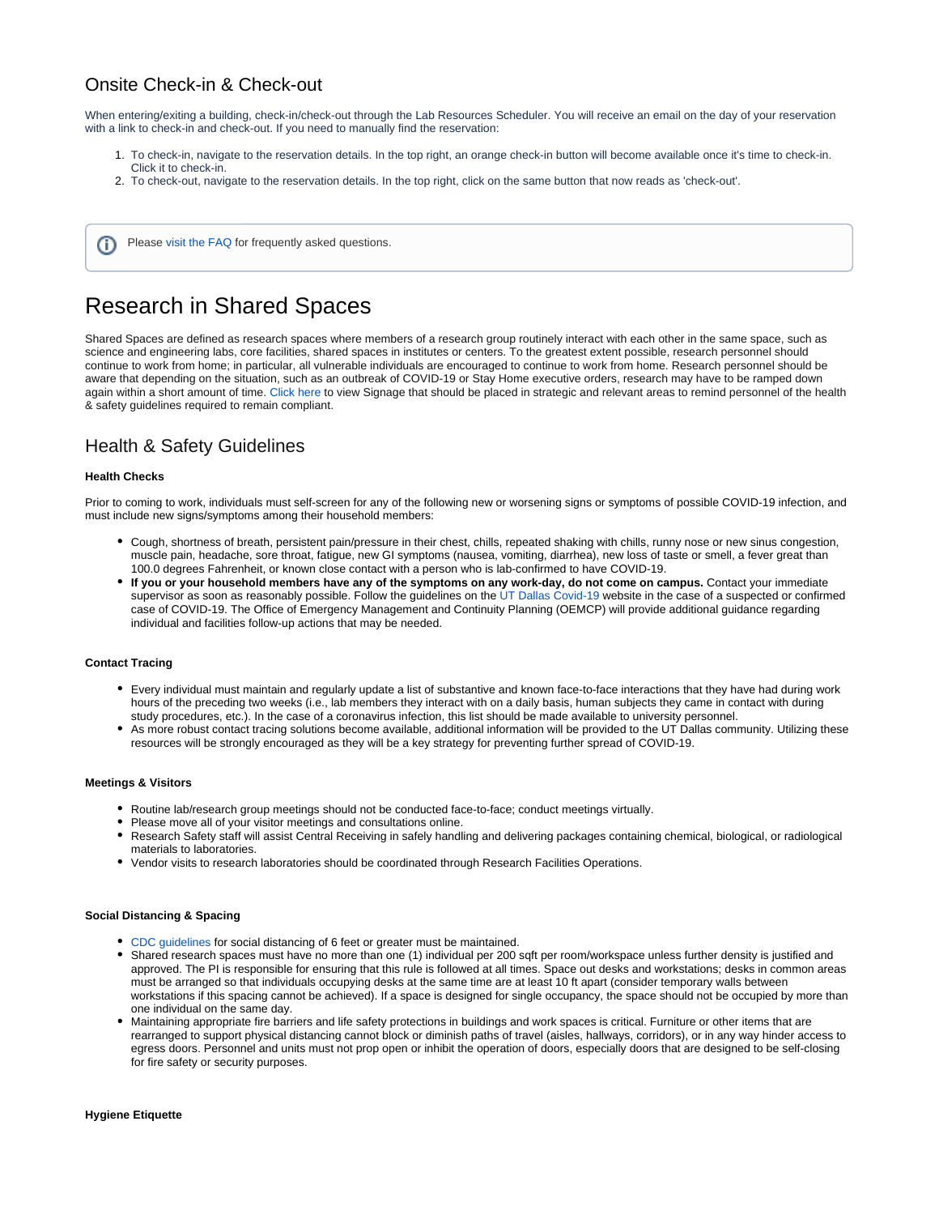## Onsite Check-in & Check-out

When entering/exiting a building, check-in/check-out through the Lab Resources Scheduler. You will receive an email on the day of your reservation with a link to check-in and check-out. If you need to manually find the reservation:

1. To check-in, navigate to the reservation details. In the top right, an orange check-in button will become available once it's time to check-in. Click it to check-in.
2. To check-out, navigate to the reservation details. In the top right, click on the same button that now reads as 'check-out'.

> Please visit the FAQ for frequently asked questions.

# Research in Shared Spaces

Shared Spaces are defined as research spaces where members of a research group routinely interact with each other in the same space, such as science and engineering labs, core facilities, shared spaces in institutes or centers. To the greatest extent possible, research personnel should continue to work from home; in particular, all vulnerable individuals are encouraged to continue to work from home. Research personnel should be aware that depending on the situation, such as an outbreak of COVID-19 or Stay Home executive orders, research may have to be ramped down again within a short amount of time. Click here to view Signage that should be placed in strategic and relevant areas to remind personnel of the health & safety guidelines required to remain compliant.

## Health & Safety Guidelines

**Health Checks**

Prior to coming to work, individuals must self-screen for any of the following new or worsening signs or symptoms of possible COVID-19 infection, and must include new signs/symptoms among their household members:

- Cough, shortness of breath, persistent pain/pressure in their chest, chills, repeated shaking with chills, runny nose or new sinus congestion, muscle pain, headache, sore throat, fatigue, new GI symptoms (nausea, vomiting, diarrhea), new loss of taste or smell, a fever great than 100.0 degrees Fahrenheit, or known close contact with a person who is lab-confirmed to have COVID-19.
- **If you or your household members have any of the symptoms on any work-day, do not come on campus.** Contact your immediate supervisor as soon as reasonably possible. Follow the guidelines on the UT Dallas Covid-19 website in the case of a suspected or confirmed case of COVID-19. The Office of Emergency Management and Continuity Planning (OEMCP) will provide additional guidance regarding individual and facilities follow-up actions that may be needed.

**Contact Tracing**

- Every individual must maintain and regularly update a list of substantive and known face-to-face interactions that they have had during work hours of the preceding two weeks (i.e., lab members they interact with on a daily basis, human subjects they came in contact with during study procedures, etc.). In the case of a coronavirus infection, this list should be made available to university personnel.
- As more robust contact tracing solutions become available, additional information will be provided to the UT Dallas community. Utilizing these resources will be strongly encouraged as they will be a key strategy for preventing further spread of COVID-19.

**Meetings & Visitors**

- Routine lab/research group meetings should not be conducted face-to-face; conduct meetings virtually.
- Please move all of your visitor meetings and consultations online.
- Research Safety staff will assist Central Receiving in safely handling and delivering packages containing chemical, biological, or radiological materials to laboratories.
- Vendor visits to research laboratories should be coordinated through Research Facilities Operations.

**Social Distancing & Spacing**

- CDC guidelines for social distancing of 6 feet or greater must be maintained.
- Shared research spaces must have no more than one (1) individual per 200 sqft per room/workspace unless further density is justified and approved. The PI is responsible for ensuring that this rule is followed at all times. Space out desks and workstations; desks in common areas must be arranged so that individuals occupying desks at the same time are at least 10 ft apart (consider temporary walls between workstations if this spacing cannot be achieved). If a space is designed for single occupancy, the space should not be occupied by more than one individual on the same day.
- Maintaining appropriate fire barriers and life safety protections in buildings and work spaces is critical. Furniture or other items that are rearranged to support physical distancing cannot block or diminish paths of travel (aisles, hallways, corridors), or in any way hinder access to egress doors. Personnel and units must not prop open or inhibit the operation of doors, especially doors that are designed to be self-closing for fire safety or security purposes.

**Hygiene Etiquette**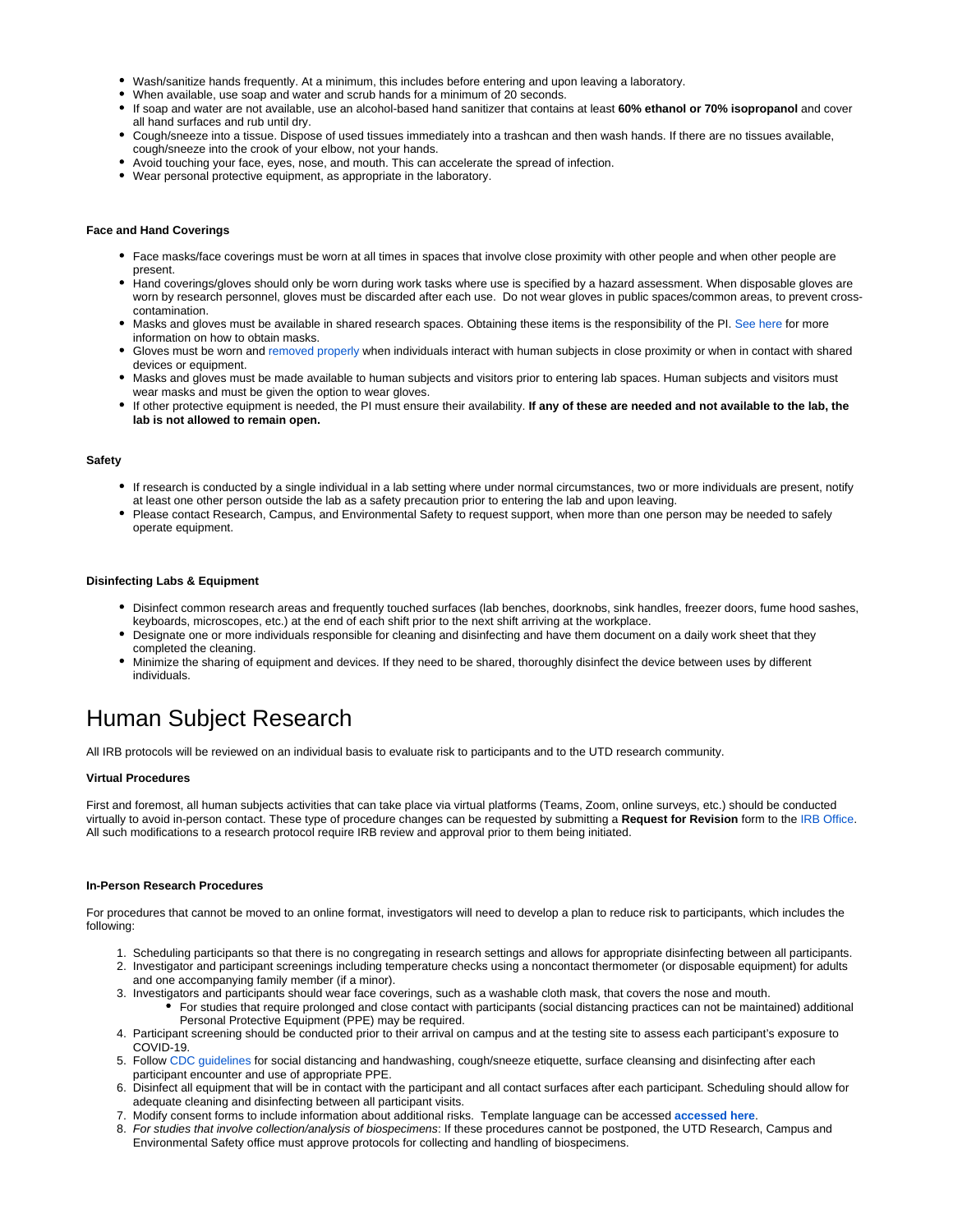- Wash/sanitize hands frequently. At a minimum, this includes before entering and upon leaving a laboratory.
- When available, use soap and water and scrub hands for a minimum of 20 seconds.
- If soap and water are not available, use an alcohol-based hand sanitizer that contains at least **60% ethanol or 70% isopropanol** and cover all hand surfaces and rub until dry.
- Cough/sneeze into a tissue. Dispose of used tissues immediately into a trashcan and then wash hands. If there are no tissues available, cough/sneeze into the crook of your elbow, not your hands.
- Avoid touching your face, eyes, nose, and mouth. This can accelerate the spread of infection.
- Wear personal protective equipment, as appropriate in the laboratory.

#### Face and Hand Coverings

- Face masks/face coverings must be worn at all times in spaces that involve close proximity with other people and when other people are present.
- Hand coverings/gloves should only be worn during work tasks where use is specified by a hazard assessment. When disposable gloves are worn by research personnel, gloves must be discarded after each use. Do not wear gloves in public spaces/common areas, to prevent cross-contamination.
- Masks and gloves must be available in shared research spaces. Obtaining these items is the responsibility of the PI. See here for more information on how to obtain masks.
- Gloves must be worn and removed properly when individuals interact with human subjects in close proximity or when in contact with shared devices or equipment.
- Masks and gloves must be made available to human subjects and visitors prior to entering lab spaces. Human subjects and visitors must wear masks and must be given the option to wear gloves.
- If other protective equipment is needed, the PI must ensure their availability. **If any of these are needed and not available to the lab, the lab is not allowed to remain open.**

#### Safety

- If research is conducted by a single individual in a lab setting where under normal circumstances, two or more individuals are present, notify at least one other person outside the lab as a safety precaution prior to entering the lab and upon leaving.
- Please contact Research, Campus, and Environmental Safety to request support, when more than one person may be needed to safely operate equipment.

#### Disinfecting Labs & Equipment

- Disinfect common research areas and frequently touched surfaces (lab benches, doorknobs, sink handles, freezer doors, fume hood sashes, keyboards, microscopes, etc.) at the end of each shift prior to the next shift arriving at the workplace.
- Designate one or more individuals responsible for cleaning and disinfecting and have them document on a daily work sheet that they completed the cleaning.
- Minimize the sharing of equipment and devices. If they need to be shared, thoroughly disinfect the device between uses by different individuals.

# Human Subject Research

All IRB protocols will be reviewed on an individual basis to evaluate risk to participants and to the UTD research community.

#### Virtual Procedures

First and foremost, all human subjects activities that can take place via virtual platforms (Teams, Zoom, online surveys, etc.) should be conducted virtually to avoid in-person contact. These type of procedure changes can be requested by submitting a **Request for Revision** form to the IRB Office. All such modifications to a research protocol require IRB review and approval prior to them being initiated.

#### In-Person Research Procedures

For procedures that cannot be moved to an online format, investigators will need to develop a plan to reduce risk to participants, which includes the following:

1. Scheduling participants so that there is no congregating in research settings and allows for appropriate disinfecting between all participants.
2. Investigator and participant screenings including temperature checks using a noncontact thermometer (or disposable equipment) for adults and one accompanying family member (if a minor).
3. Investigators and participants should wear face coverings, such as a washable cloth mask, that covers the nose and mouth.
    - For studies that require prolonged and close contact with participants (social distancing practices can not be maintained) additional Personal Protective Equipment (PPE) may be required.
4. Participant screening should be conducted prior to their arrival on campus and at the testing site to assess each participant's exposure to COVID-19.
5. Follow CDC guidelines for social distancing and handwashing, cough/sneeze etiquette, surface cleansing and disinfecting after each participant encounter and use of appropriate PPE.
6. Disinfect all equipment that will be in contact with the participant and all contact surfaces after each participant. Scheduling should allow for adequate cleaning and disinfecting between all participant visits.
7. Modify consent forms to include information about additional risks. Template language can be accessed **accessed here**.
8. *For studies that involve collection/analysis of biospecimens*: If these procedures cannot be postponed, the UTD Research, Campus and Environmental Safety office must approve protocols for collecting and handling of biospecimens.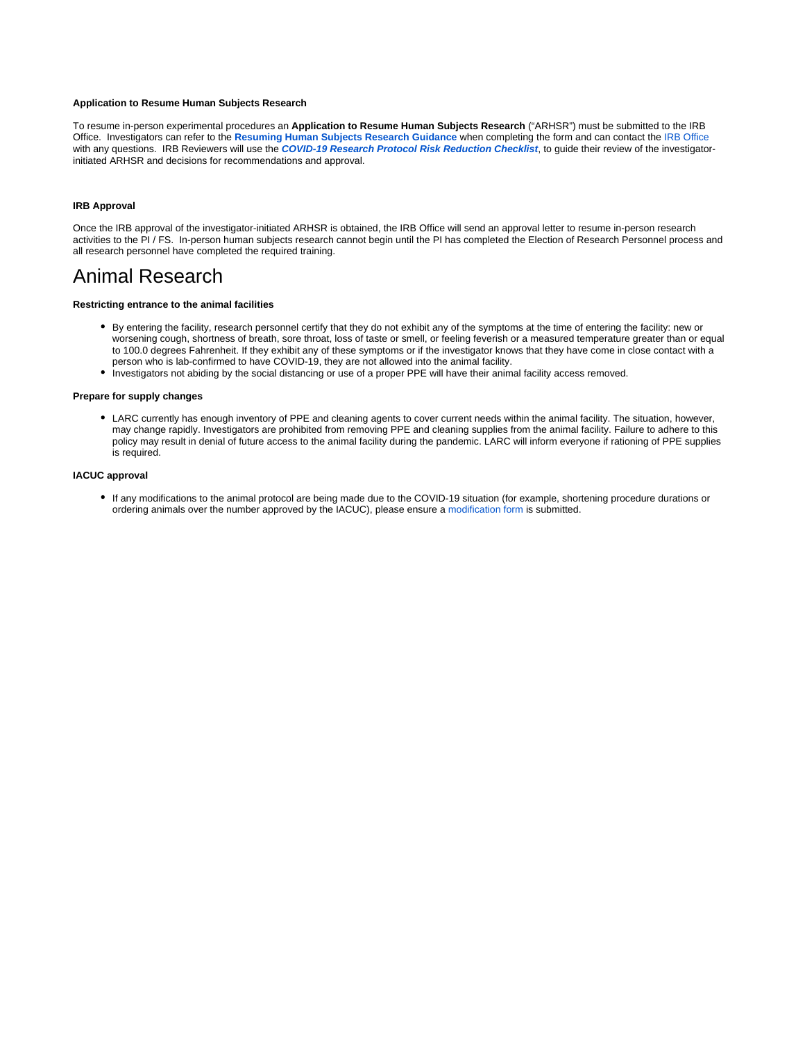**Application to Resume Human Subjects Research**

To resume in-person experimental procedures an **Application to Resume Human Subjects Research** ("ARHSR") must be submitted to the IRB Office. Investigators can refer to the **Resuming Human Subjects Research Guidance** when completing the form and can contact the IRB Office with any questions. IRB Reviewers will use the ***COVID-19 Research Protocol Risk Reduction Checklist***, to guide their review of the investigator-initiated ARHSR and decisions for recommendations and approval.

**IRB Approval**

Once the IRB approval of the investigator-initiated ARHSR is obtained, the IRB Office will send an approval letter to resume in-person research activities to the PI / FS. In-person human subjects research cannot begin until the PI has completed the Election of Research Personnel process and all research personnel have completed the required training.

# Animal Research

**Restricting entrance to the animal facilities**

- By entering the facility, research personnel certify that they do not exhibit any of the symptoms at the time of entering the facility: new or worsening cough, shortness of breath, sore throat, loss of taste or smell, or feeling feverish or a measured temperature greater than or equal to 100.0 degrees Fahrenheit. If they exhibit any of these symptoms or if the investigator knows that they have come in close contact with a person who is lab-confirmed to have COVID-19, they are not allowed into the animal facility.
- Investigators not abiding by the social distancing or use of a proper PPE will have their animal facility access removed.

**Prepare for supply changes**

- LARC currently has enough inventory of PPE and cleaning agents to cover current needs within the animal facility. The situation, however, may change rapidly. Investigators are prohibited from removing PPE and cleaning supplies from the animal facility. Failure to adhere to this policy may result in denial of future access to the animal facility during the pandemic. LARC will inform everyone if rationing of PPE supplies is required.

**IACUC approval**

- If any modifications to the animal protocol are being made due to the COVID-19 situation (for example, shortening procedure durations or ordering animals over the number approved by the IACUC), please ensure a modification form is submitted.